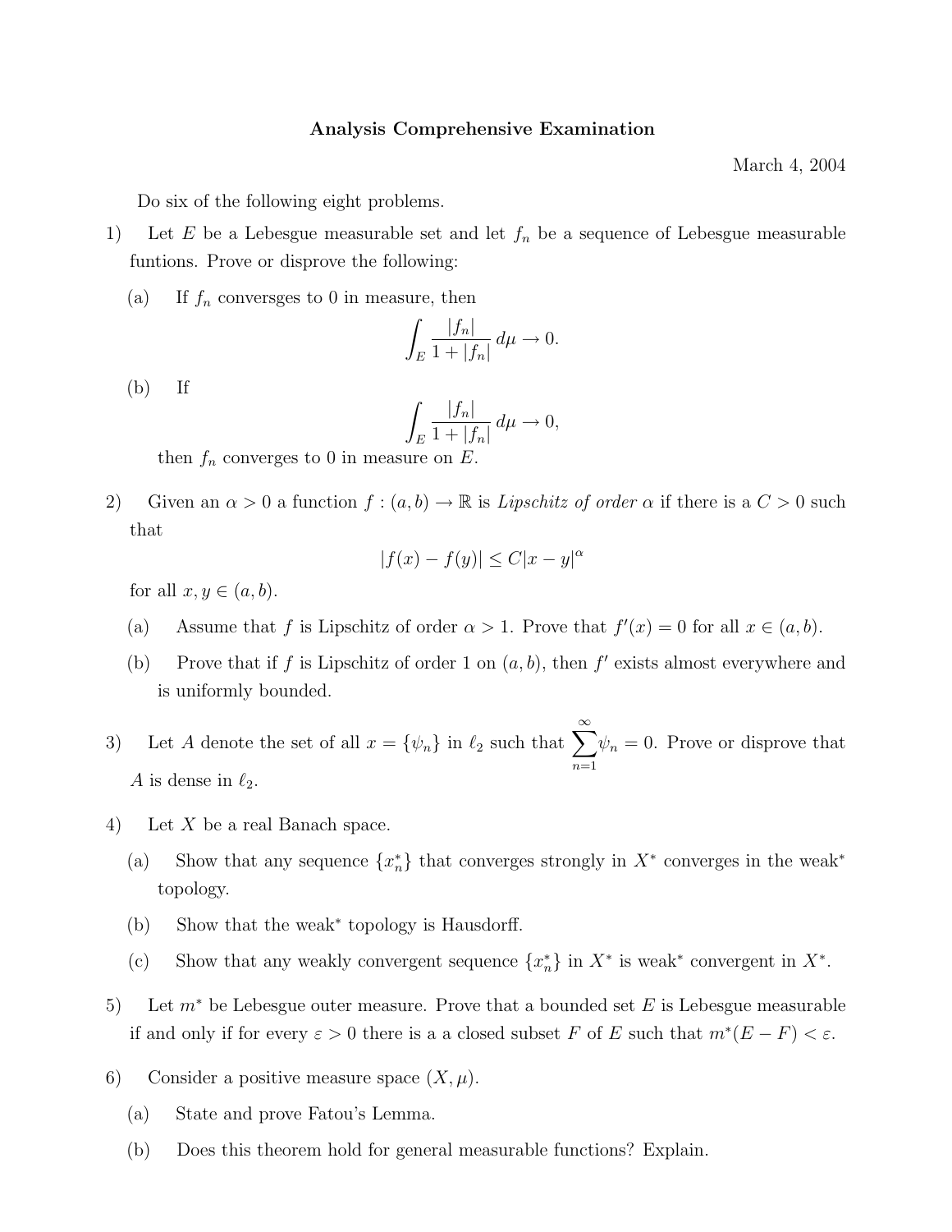**Analysis Comprehensive Examination**

March 4, 2004

Do six of the following eight problems.

1) Let $E$ be a Lebesgue measurable set and let $f_n$ be a sequence of Lebesgue measurable funtions. Prove or disprove the following:

(a) If $f_n$ conversges to 0 in measure, then

$$\int_E \frac{|f_n|}{1+|f_n|}\, d\mu \to 0.$$

(b) If

$$\int_E \frac{|f_n|}{1+|f_n|}\, d\mu \to 0,$$

then $f_n$ converges to 0 in measure on $E$.

2) Given an $\alpha > 0$ a function $f : (a,b) \to \mathbb{R}$ is *Lipschitz of order* $\alpha$ if there is a $C > 0$ such that

$$|f(x) - f(y)| \leq C|x-y|^{\alpha}$$

for all $x, y \in (a,b)$.

(a) Assume that $f$ is Lipschitz of order $\alpha > 1$. Prove that $f'(x) = 0$ for all $x \in (a,b)$.

(b) Prove that if $f$ is Lipschitz of order 1 on $(a,b)$, then $f'$ exists almost everywhere and is uniformly bounded.

3) Let $A$ denote the set of all $x = \{\psi_n\}$ in $\ell_2$ such that $\sum_{n=1}^{\infty} \psi_n = 0$. Prove or disprove that $A$ is dense in $\ell_2$.

4) Let $X$ be a real Banach space.

(a) Show that any sequence $\{x_n^*\}$ that converges strongly in $X^*$ converges in the weak$^*$ topology.

(b) Show that the weak$^*$ topology is Hausdorff.

(c) Show that any weakly convergent sequence $\{x_n^*\}$ in $X^*$ is weak$^*$ convergent in $X^*$.

5) Let $m^*$ be Lebesgue outer measure. Prove that a bounded set $E$ is Lebesgue measurable if and only if for every $\varepsilon > 0$ there is a a closed subset $F$ of $E$ such that $m^*(E - F) < \varepsilon$.

6) Consider a positive measure space $(X, \mu)$.

(a) State and prove Fatou's Lemma.

(b) Does this theorem hold for general measurable functions? Explain.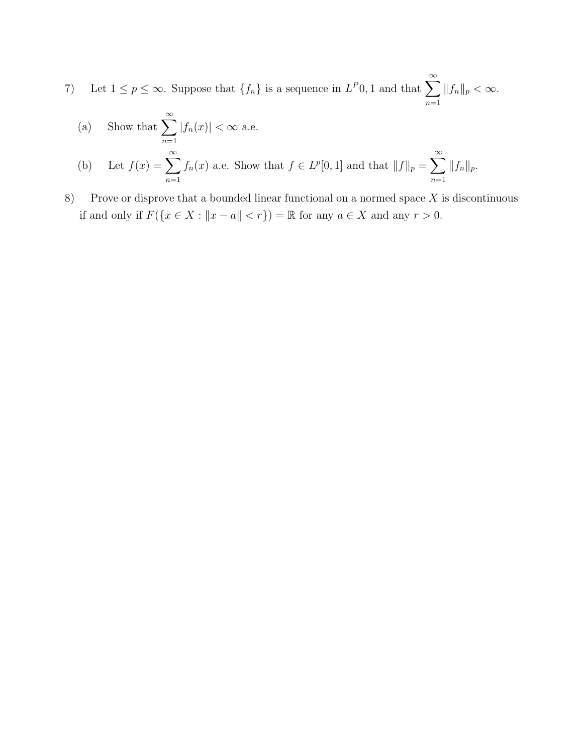7) Let $1 \leq p \leq \infty$. Suppose that $\{f_n\}$ is a sequence in $L^P 0, 1$ and that $\sum_{n=1}^{\infty} \|f_n\|_p < \infty$.

(a) Show that $\sum_{n=1}^{\infty} |f_n(x)| < \infty$ a.e.

(b) Let $f(x) = \sum_{n=1}^{\infty} f_n(x)$ a.e. Show that $f \in L^p[0, 1]$ and that $\|f\|_p = \sum_{n=1}^{\infty} \|f_n\|_p$.

8) Prove or disprove that a bounded linear functional on a normed space $X$ is discontinuous if and only if $F(\{x \in X : \|x - a\| < r\}) = \mathbb{R}$ for any $a \in X$ and any $r > 0$.